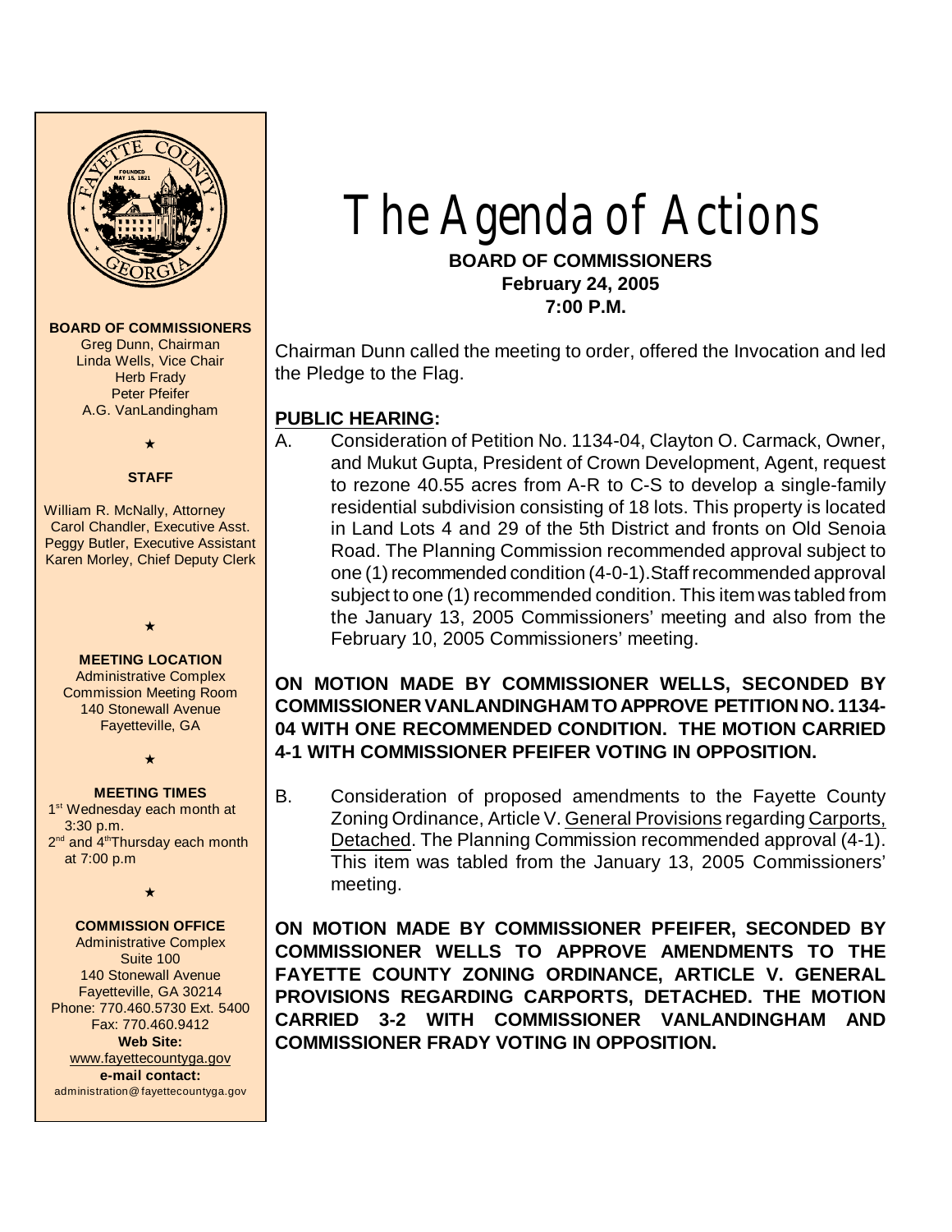# The Agenda of Actions

**BOARD OF COMMISSIONERS**
**February 24, 2005**
**7:00 P.M.**

Chairman Dunn called the meeting to order, offered the Invocation and led the Pledge to the Flag.

## PUBLIC HEARING:

A. Consideration of Petition No. 1134-04, Clayton O. Carmack, Owner, and Mukut Gupta, President of Crown Development, Agent, request to rezone 40.55 acres from A-R to C-S to develop a single-family residential subdivision consisting of 18 lots. This property is located in Land Lots 4 and 29 of the 5th District and fronts on Old Senoia Road. The Planning Commission recommended approval subject to one (1) recommended condition (4-0-1).Staff recommended approval subject to one (1) recommended condition. This item was tabled from the January 13, 2005 Commissioners' meeting and also from the February 10, 2005 Commissioners' meeting.

**ON MOTION MADE BY COMMISSIONER WELLS, SECONDED BY COMMISSIONER VANLANDINGHAM TO APPROVE PETITION NO. 1134-04 WITH ONE RECOMMENDED CONDITION. THE MOTION CARRIED 4-1 WITH COMMISSIONER PFEIFER VOTING IN OPPOSITION.**

B. Consideration of proposed amendments to the Fayette County Zoning Ordinance, Article V. General Provisions regarding Carports, Detached. The Planning Commission recommended approval (4-1). This item was tabled from the January 13, 2005 Commissioners' meeting.

**ON MOTION MADE BY COMMISSIONER PFEIFER, SECONDED BY COMMISSIONER WELLS TO APPROVE AMENDMENTS TO THE FAYETTE COUNTY ZONING ORDINANCE, ARTICLE V. GENERAL PROVISIONS REGARDING CARPORTS, DETACHED. THE MOTION CARRIED 3-2 WITH COMMISSIONER VANLANDINGHAM AND COMMISSIONER FRADY VOTING IN OPPOSITION.**

---

**BOARD OF COMMISSIONERS**
Greg Dunn, Chairman
Linda Wells, Vice Chair
Herb Frady
Peter Pfeifer
A.G. VanLandingham

**STAFF**
William R. McNally, Attorney
Carol Chandler, Executive Asst.
Peggy Butler, Executive Assistant
Karen Morley, Chief Deputy Clerk

**MEETING LOCATION**
Administrative Complex
Commission Meeting Room
140 Stonewall Avenue
Fayetteville, GA

**MEETING TIMES**
1st Wednesday each month at 3:30 p.m.
2nd and 4th Thursday each month at 7:00 p.m

**COMMISSION OFFICE**
Administrative Complex
Suite 100
140 Stonewall Avenue
Fayetteville, GA 30214
Phone: 770.460.5730 Ext. 5400
Fax: 770.460.9412
**Web Site:**
www.fayettecountyga.gov
**e-mail contact:**
administration@fayettecountyga.gov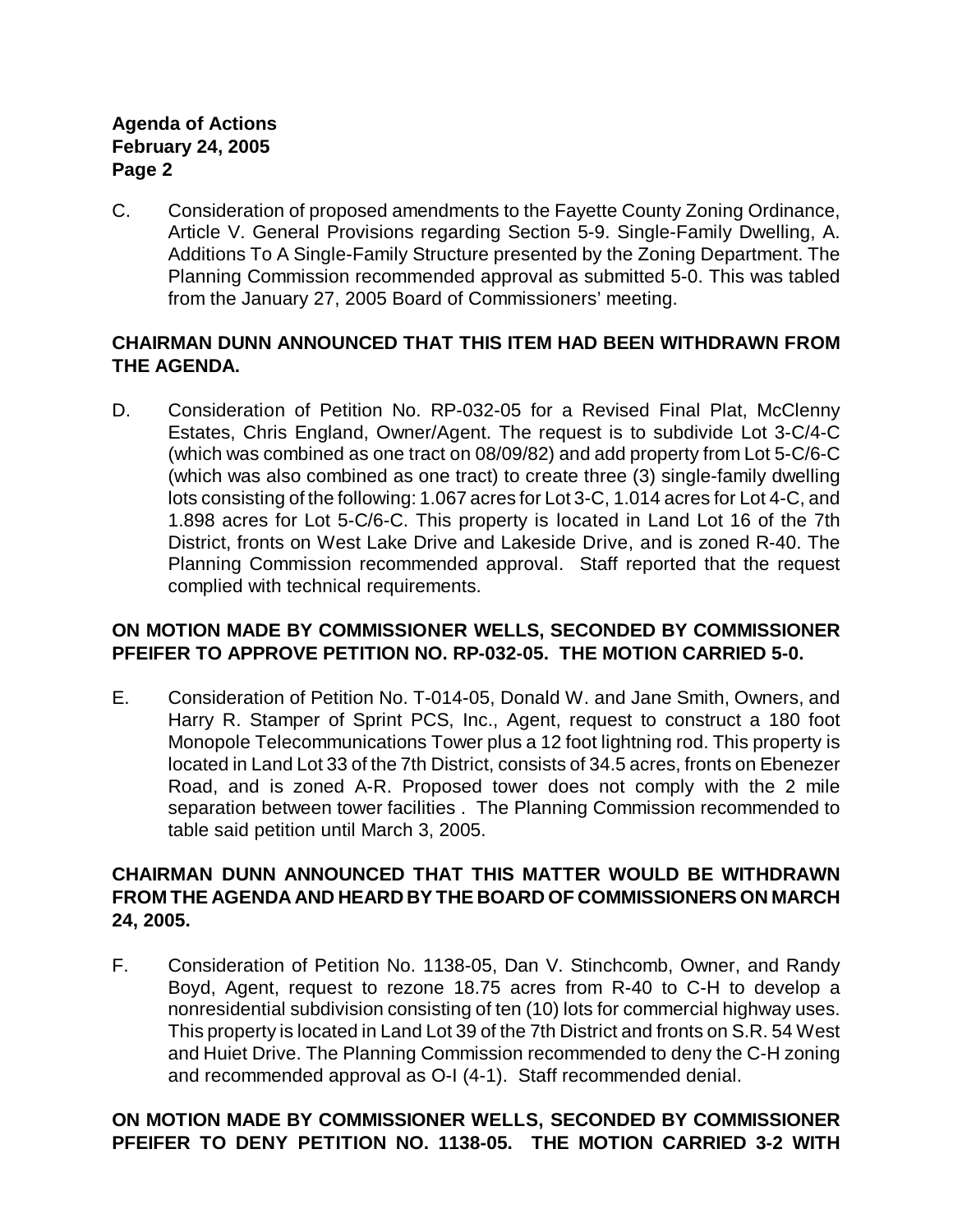C. Consideration of proposed amendments to the Fayette County Zoning Ordinance, Article V. General Provisions regarding Section 5-9. Single-Family Dwelling, A. Additions To A Single-Family Structure presented by the Zoning Department. The Planning Commission recommended approval as submitted 5-0. This was tabled from the January 27, 2005 Board of Commissioners' meeting.

**CHAIRMAN DUNN ANNOUNCED THAT THIS ITEM HAD BEEN WITHDRAWN FROM THE AGENDA.**

D. Consideration of Petition No. RP-032-05 for a Revised Final Plat, McClenny Estates, Chris England, Owner/Agent. The request is to subdivide Lot 3-C/4-C (which was combined as one tract on 08/09/82) and add property from Lot 5-C/6-C (which was also combined as one tract) to create three (3) single-family dwelling lots consisting of the following: 1.067 acres for Lot 3-C, 1.014 acres for Lot 4-C, and 1.898 acres for Lot 5-C/6-C. This property is located in Land Lot 16 of the 7th District, fronts on West Lake Drive and Lakeside Drive, and is zoned R-40. The Planning Commission recommended approval. Staff reported that the request complied with technical requirements.

**ON MOTION MADE BY COMMISSIONER WELLS, SECONDED BY COMMISSIONER PFEIFER TO APPROVE PETITION NO. RP-032-05. THE MOTION CARRIED 5-0.**

E. Consideration of Petition No. T-014-05, Donald W. and Jane Smith, Owners, and Harry R. Stamper of Sprint PCS, Inc., Agent, request to construct a 180 foot Monopole Telecommunications Tower plus a 12 foot lightning rod. This property is located in Land Lot 33 of the 7th District, consists of 34.5 acres, fronts on Ebenezer Road, and is zoned A-R. Proposed tower does not comply with the 2 mile separation between tower facilities . The Planning Commission recommended to table said petition until March 3, 2005.

**CHAIRMAN DUNN ANNOUNCED THAT THIS MATTER WOULD BE WITHDRAWN FROM THE AGENDA AND HEARD BY THE BOARD OF COMMISSIONERS ON MARCH 24, 2005.**

F. Consideration of Petition No. 1138-05, Dan V. Stinchcomb, Owner, and Randy Boyd, Agent, request to rezone 18.75 acres from R-40 to C-H to develop a nonresidential subdivision consisting of ten (10) lots for commercial highway uses. This property is located in Land Lot 39 of the 7th District and fronts on S.R. 54 West and Huiet Drive. The Planning Commission recommended to deny the C-H zoning and recommended approval as O-I (4-1). Staff recommended denial.

**ON MOTION MADE BY COMMISSIONER WELLS, SECONDED BY COMMISSIONER PFEIFER TO DENY PETITION NO. 1138-05. THE MOTION CARRIED 3-2 WITH**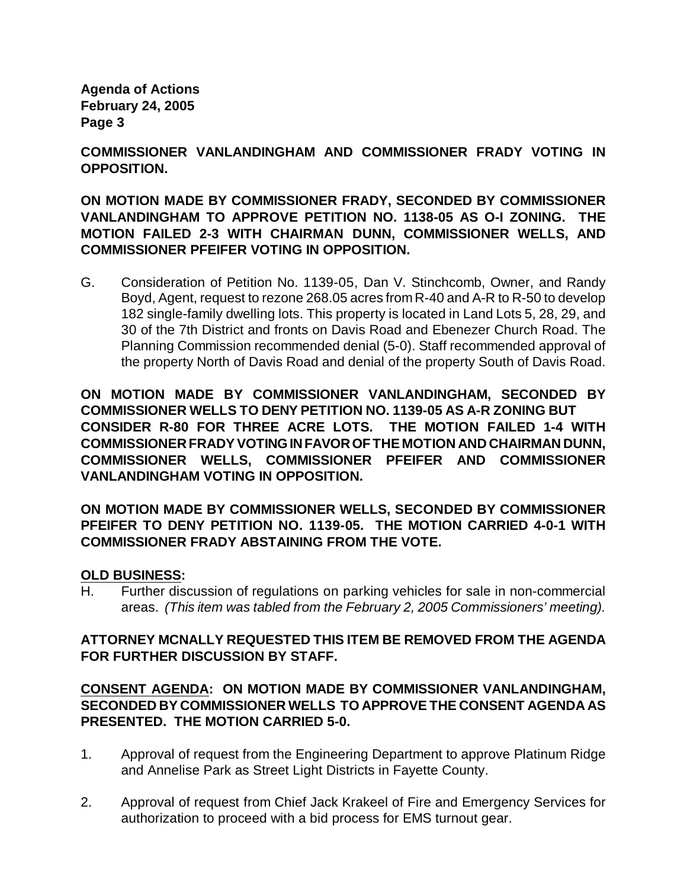**COMMISSIONER VANLANDINGHAM AND COMMISSIONER FRADY VOTING IN OPPOSITION.**

**ON MOTION MADE BY COMMISSIONER FRADY, SECONDED BY COMMISSIONER VANLANDINGHAM TO APPROVE PETITION NO. 1138-05 AS O-I ZONING. THE MOTION FAILED 2-3 WITH CHAIRMAN DUNN, COMMISSIONER WELLS, AND COMMISSIONER PFEIFER VOTING IN OPPOSITION.**

G. Consideration of Petition No. 1139-05, Dan V. Stinchcomb, Owner, and Randy Boyd, Agent, request to rezone 268.05 acres from R-40 and A-R to R-50 to develop 182 single-family dwelling lots. This property is located in Land Lots 5, 28, 29, and 30 of the 7th District and fronts on Davis Road and Ebenezer Church Road. The Planning Commission recommended denial (5-0). Staff recommended approval of the property North of Davis Road and denial of the property South of Davis Road.

**ON MOTION MADE BY COMMISSIONER VANLANDINGHAM, SECONDED BY COMMISSIONER WELLS TO DENY PETITION NO. 1139-05 AS A-R ZONING BUT CONSIDER R-80 FOR THREE ACRE LOTS. THE MOTION FAILED 1-4 WITH COMMISSIONER FRADY VOTING IN FAVOR OF THE MOTION AND CHAIRMAN DUNN, COMMISSIONER WELLS, COMMISSIONER PFEIFER AND COMMISSIONER VANLANDINGHAM VOTING IN OPPOSITION.**

**ON MOTION MADE BY COMMISSIONER WELLS, SECONDED BY COMMISSIONER PFEIFER TO DENY PETITION NO. 1139-05. THE MOTION CARRIED 4-0-1 WITH COMMISSIONER FRADY ABSTAINING FROM THE VOTE.**

**OLD BUSINESS:**

H. Further discussion of regulations on parking vehicles for sale in non-commercial areas. *(This item was tabled from the February 2, 2005 Commissioners' meeting).*

**ATTORNEY MCNALLY REQUESTED THIS ITEM BE REMOVED FROM THE AGENDA FOR FURTHER DISCUSSION BY STAFF.**

**CONSENT AGENDA: ON MOTION MADE BY COMMISSIONER VANLANDINGHAM, SECONDED BY COMMISSIONER WELLS TO APPROVE THE CONSENT AGENDA AS PRESENTED. THE MOTION CARRIED 5-0.**

1. Approval of request from the Engineering Department to approve Platinum Ridge and Annelise Park as Street Light Districts in Fayette County.

2. Approval of request from Chief Jack Krakeel of Fire and Emergency Services for authorization to proceed with a bid process for EMS turnout gear.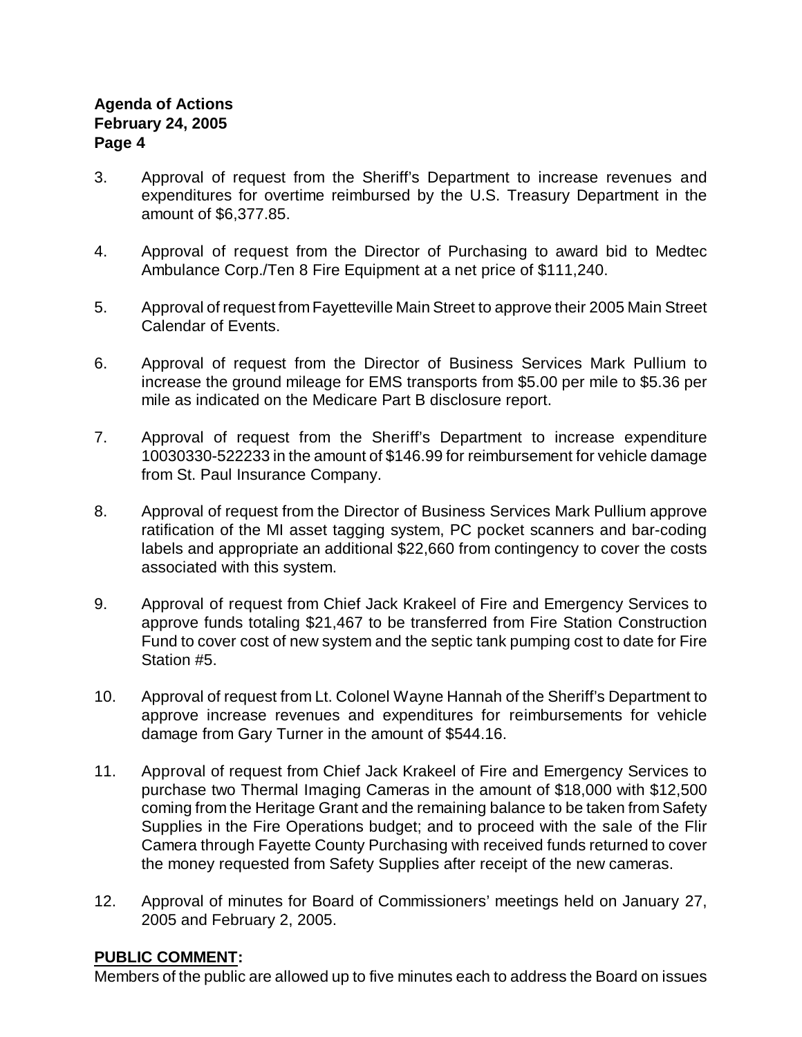3. Approval of request from the Sheriff's Department to increase revenues and expenditures for overtime reimbursed by the U.S. Treasury Department in the amount of $6,377.85.

4. Approval of request from the Director of Purchasing to award bid to Medtec Ambulance Corp./Ten 8 Fire Equipment at a net price of $111,240.

5. Approval of request from Fayetteville Main Street to approve their 2005 Main Street Calendar of Events.

6. Approval of request from the Director of Business Services Mark Pullium to increase the ground mileage for EMS transports from $5.00 per mile to $5.36 per mile as indicated on the Medicare Part B disclosure report.

7. Approval of request from the Sheriff's Department to increase expenditure 10030330-522233 in the amount of $146.99 for reimbursement for vehicle damage from St. Paul Insurance Company.

8. Approval of request from the Director of Business Services Mark Pullium approve ratification of the MI asset tagging system, PC pocket scanners and bar-coding labels and appropriate an additional $22,660 from contingency to cover the costs associated with this system.

9. Approval of request from Chief Jack Krakeel of Fire and Emergency Services to approve funds totaling $21,467 to be transferred from Fire Station Construction Fund to cover cost of new system and the septic tank pumping cost to date for Fire Station #5.

10. Approval of request from Lt. Colonel Wayne Hannah of the Sheriff's Department to approve increase revenues and expenditures for reimbursements for vehicle damage from Gary Turner in the amount of $544.16.

11. Approval of request from Chief Jack Krakeel of Fire and Emergency Services to purchase two Thermal Imaging Cameras in the amount of $18,000 with $12,500 coming from the Heritage Grant and the remaining balance to be taken from Safety Supplies in the Fire Operations budget; and to proceed with the sale of the Flir Camera through Fayette County Purchasing with received funds returned to cover the money requested from Safety Supplies after receipt of the new cameras.

12. Approval of minutes for Board of Commissioners' meetings held on January 27, 2005 and February 2, 2005.

**PUBLIC COMMENT:**

Members of the public are allowed up to five minutes each to address the Board on issues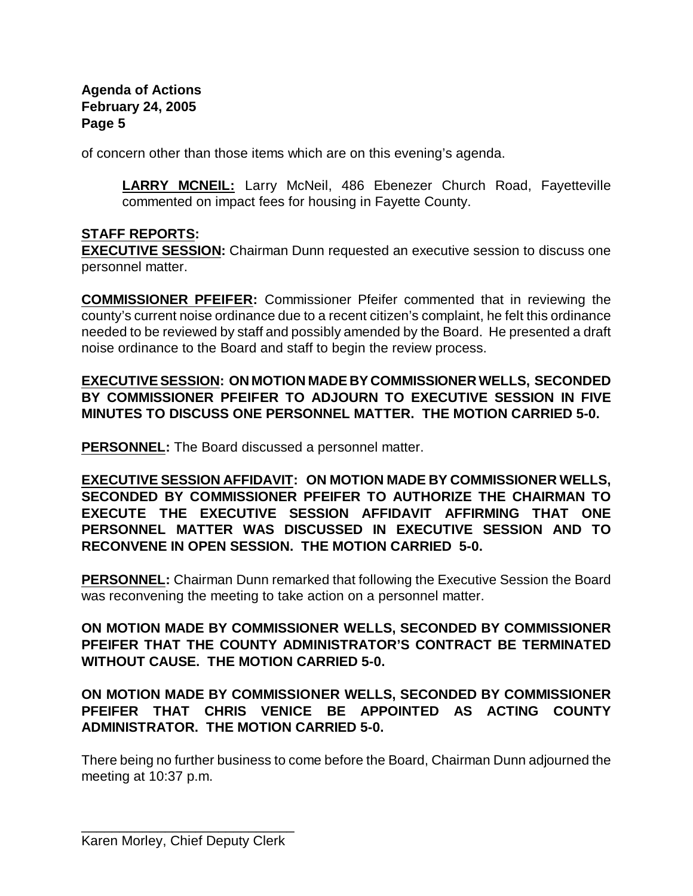of concern other than those items which are on this evening's agenda.

> **LARRY MCNEIL:** Larry McNeil, 486 Ebenezer Church Road, Fayetteville commented on impact fees for housing in Fayette County.

**STAFF REPORTS:**

**EXECUTIVE SESSION:** Chairman Dunn requested an executive session to discuss one personnel matter.

**COMMISSIONER PFEIFER:** Commissioner Pfeifer commented that in reviewing the county's current noise ordinance due to a recent citizen's complaint, he felt this ordinance needed to be reviewed by staff and possibly amended by the Board. He presented a draft noise ordinance to the Board and staff to begin the review process.

**EXECUTIVE SESSION: ON MOTION MADE BY COMMISSIONER WELLS, SECONDED BY COMMISSIONER PFEIFER TO ADJOURN TO EXECUTIVE SESSION IN FIVE MINUTES TO DISCUSS ONE PERSONNEL MATTER. THE MOTION CARRIED 5-0.**

**PERSONNEL:** The Board discussed a personnel matter.

**EXECUTIVE SESSION AFFIDAVIT: ON MOTION MADE BY COMMISSIONER WELLS, SECONDED BY COMMISSIONER PFEIFER TO AUTHORIZE THE CHAIRMAN TO EXECUTE THE EXECUTIVE SESSION AFFIDAVIT AFFIRMING THAT ONE PERSONNEL MATTER WAS DISCUSSED IN EXECUTIVE SESSION AND TO RECONVENE IN OPEN SESSION. THE MOTION CARRIED 5-0.**

**PERSONNEL:** Chairman Dunn remarked that following the Executive Session the Board was reconvening the meeting to take action on a personnel matter.

**ON MOTION MADE BY COMMISSIONER WELLS, SECONDED BY COMMISSIONER PFEIFER THAT THE COUNTY ADMINISTRATOR'S CONTRACT BE TERMINATED WITHOUT CAUSE. THE MOTION CARRIED 5-0.**

**ON MOTION MADE BY COMMISSIONER WELLS, SECONDED BY COMMISSIONER PFEIFER THAT CHRIS VENICE BE APPOINTED AS ACTING COUNTY ADMINISTRATOR. THE MOTION CARRIED 5-0.**

There being no further business to come before the Board, Chairman Dunn adjourned the meeting at 10:37 p.m.

\_\_\_\_\_\_\_\_\_\_\_\_\_\_\_\_\_\_\_\_\_\_\_\_\_\_\_\_\_\_

Karen Morley, Chief Deputy Clerk